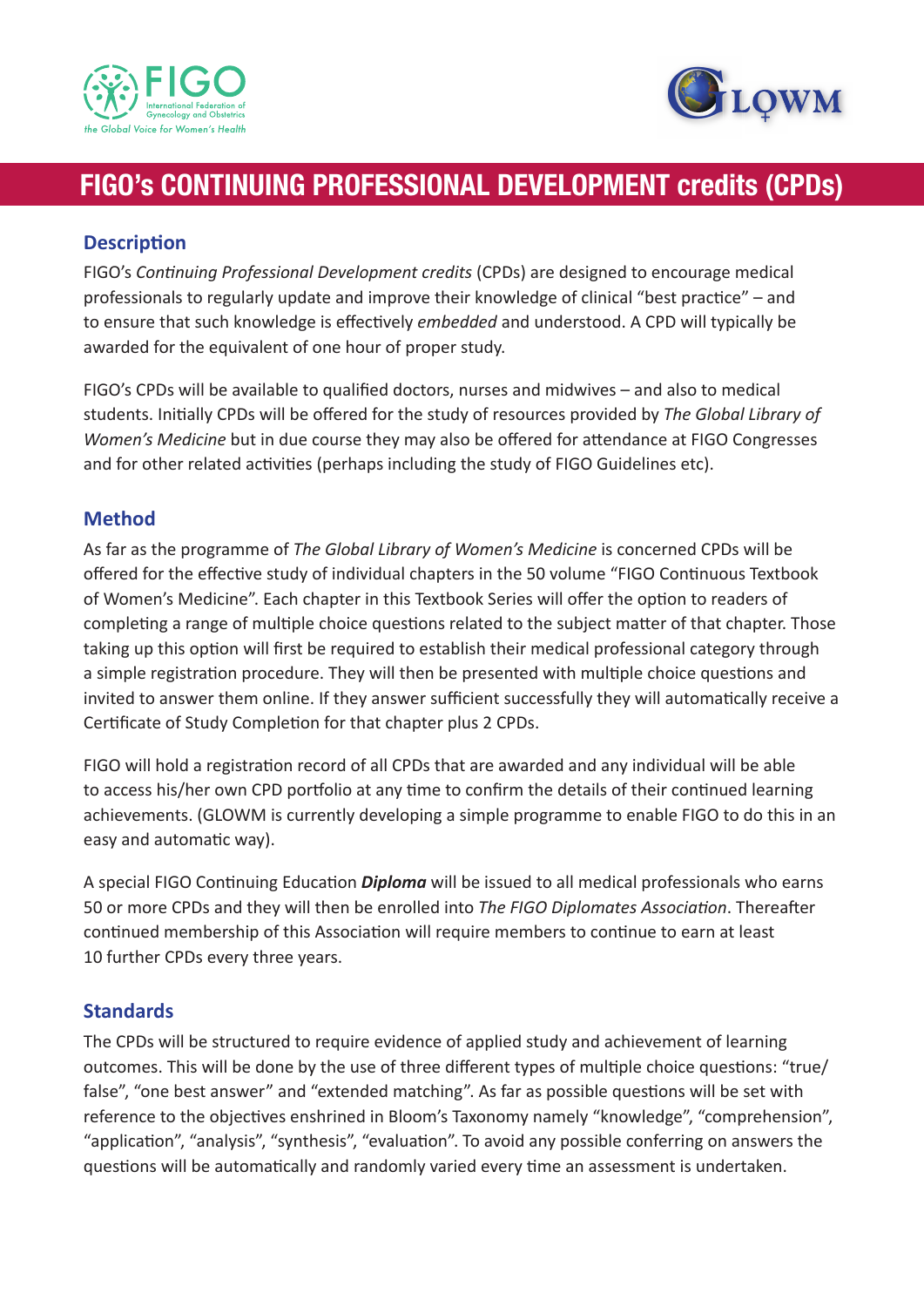# FIGO's CONTINUING PROFESSIONAL DEVELOPMENT credits (CPDs)

## Description

FIGO's *Continuing Professional Development credits* (CPDs) are designed to encourage medical professionals to regularly update and improve their knowledge of clinical "best practice" – and to ensure that such knowledge is effectively *embedded* and understood. A CPD will typically be awarded for the equivalent of one hour of proper study.

FIGO's CPDs will be available to qualified doctors, nurses and midwives – and also to medical students. Initially CPDs will be offered for the study of resources provided by *The Global Library of Women's Medicine* but in due course they may also be offered for attendance at FIGO Congresses and for other related activities (perhaps including the study of FIGO Guidelines etc).

## Method

As far as the programme of *The Global Library of Women's Medicine* is concerned CPDs will be offered for the effective study of individual chapters in the 50 volume "FIGO Continuous Textbook of Women's Medicine". Each chapter in this Textbook Series will offer the option to readers of completing a range of multiple choice questions related to the subject matter of that chapter. Those taking up this option will first be required to establish their medical professional category through a simple registration procedure. They will then be presented with multiple choice questions and invited to answer them online. If they answer sufficient successfully they will automatically receive a Certificate of Study Completion for that chapter plus 2 CPDs.

FIGO will hold a registration record of all CPDs that are awarded and any individual will be able to access his/her own CPD portfolio at any time to confirm the details of their continued learning achievements. (GLOWM is currently developing a simple programme to enable FIGO to do this in an easy and automatic way).

A special FIGO Continuing Education ***Diploma*** will be issued to all medical professionals who earns 50 or more CPDs and they will then be enrolled into *The FIGO Diplomates Association*. Thereafter continued membership of this Association will require members to continue to earn at least 10 further CPDs every three years.

## Standards

The CPDs will be structured to require evidence of applied study and achievement of learning outcomes. This will be done by the use of three different types of multiple choice questions: "true/false", "one best answer" and "extended matching". As far as possible questions will be set with reference to the objectives enshrined in Bloom's Taxonomy namely "knowledge", "comprehension", "application", "analysis", "synthesis", "evaluation". To avoid any possible conferring on answers the questions will be automatically and randomly varied every time an assessment is undertaken.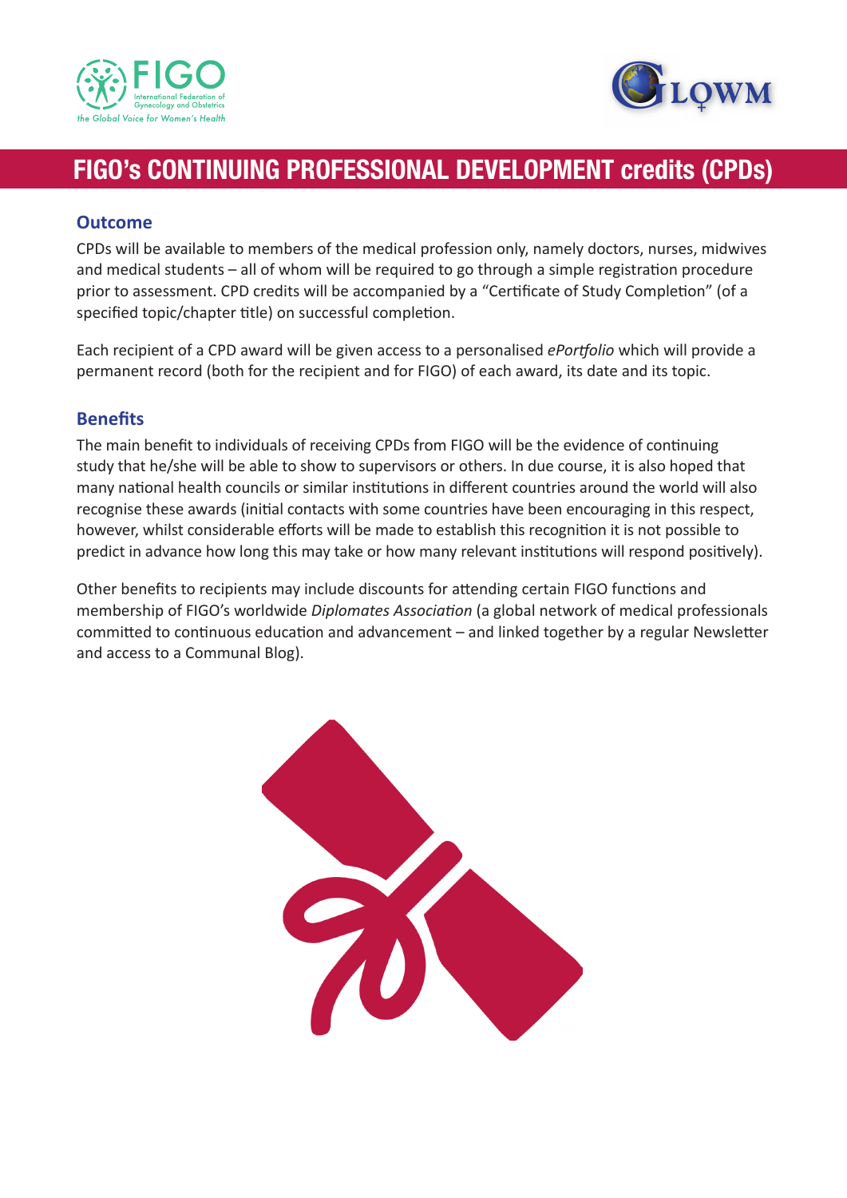# FIGO's CONTINUING PROFESSIONAL DEVELOPMENT credits (CPDs)

## Outcome

CPDs will be available to members of the medical profession only, namely doctors, nurses, midwives and medical students – all of whom will be required to go through a simple registration procedure prior to assessment. CPD credits will be accompanied by a "Certificate of Study Completion" (of a specified topic/chapter title) on successful completion.

Each recipient of a CPD award will be given access to a personalised *ePortfolio* which will provide a permanent record (both for the recipient and for FIGO) of each award, its date and its topic.

## Benefits

The main benefit to individuals of receiving CPDs from FIGO will be the evidence of continuing study that he/she will be able to show to supervisors or others. In due course, it is also hoped that many national health councils or similar institutions in different countries around the world will also recognise these awards (initial contacts with some countries have been encouraging in this respect, however, whilst considerable efforts will be made to establish this recognition it is not possible to predict in advance how long this may take or how many relevant institutions will respond positively).

Other benefits to recipients may include discounts for attending certain FIGO functions and membership of FIGO's worldwide *Diplomates Association* (a global network of medical professionals committed to continuous education and advancement – and linked together by a regular Newsletter and access to a Communal Blog).